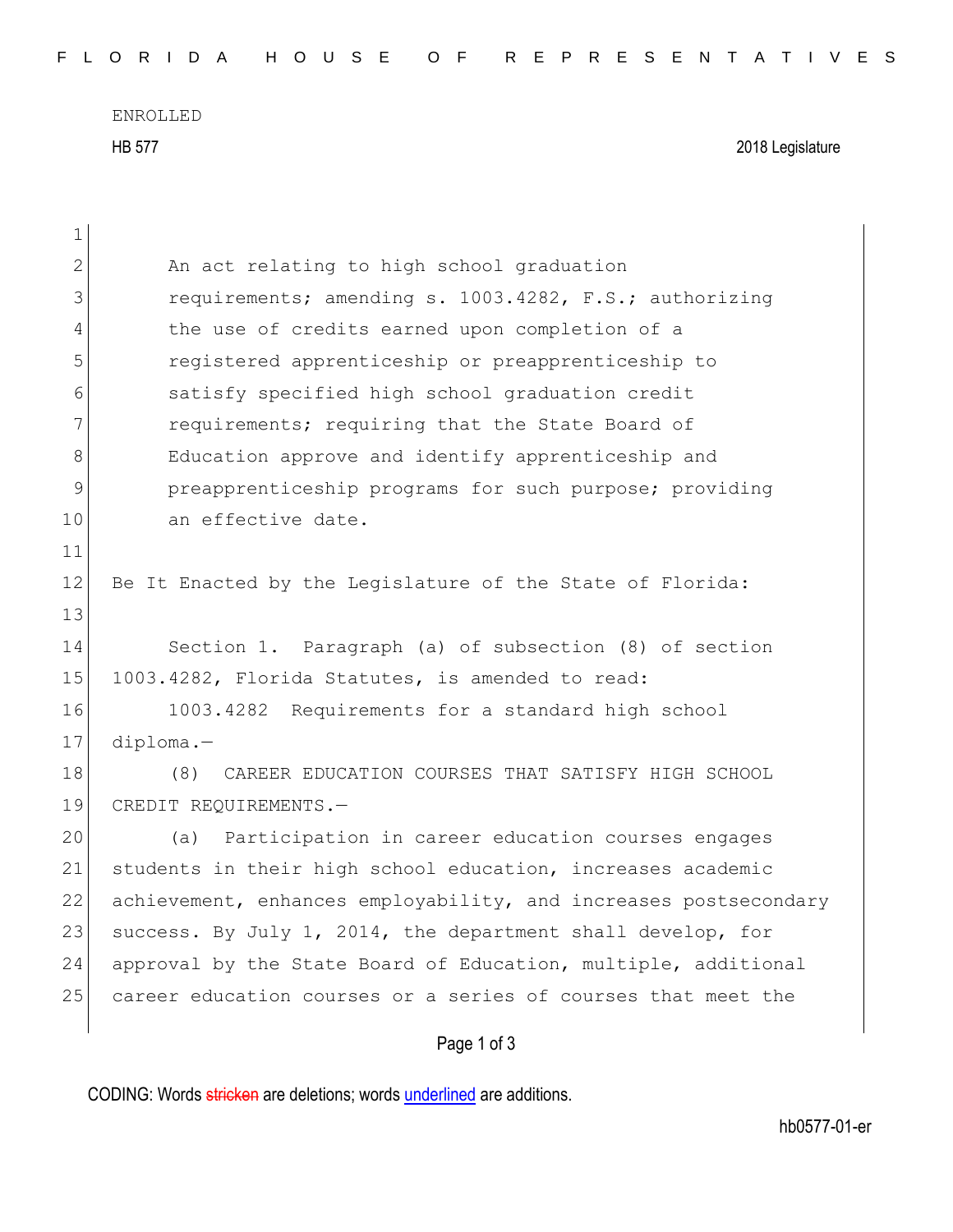ENROLLED

HB 577 2018 Legislature

An act relating to high school graduation requirements; amending s. 1003.4282, F.S.; authorizing the use of credits earned upon completion of a registered apprenticeship or preapprenticeship to satisfy specified high school graduation credit requirements; requiring that the State Board of Education approve and identify apprenticeship and preapprenticeship programs for such purpose; providing an effective date.

Be It Enacted by the Legislature of the State of Florida:

Section 1. Paragraph (a) of subsection (8) of section 1003.4282, Florida Statutes, is amended to read:

1003.4282 Requirements for a standard high school diploma.—

(8) CAREER EDUCATION COURSES THAT SATISFY HIGH SCHOOL CREDIT REQUIREMENTS.—

(a) Participation in career education courses engages students in their high school education, increases academic achievement, enhances employability, and increases postsecondary success. By July 1, 2014, the department shall develop, for approval by the State Board of Education, multiple, additional career education courses or a series of courses that meet the

CODING: Words stricken are deletions; words underlined are additions.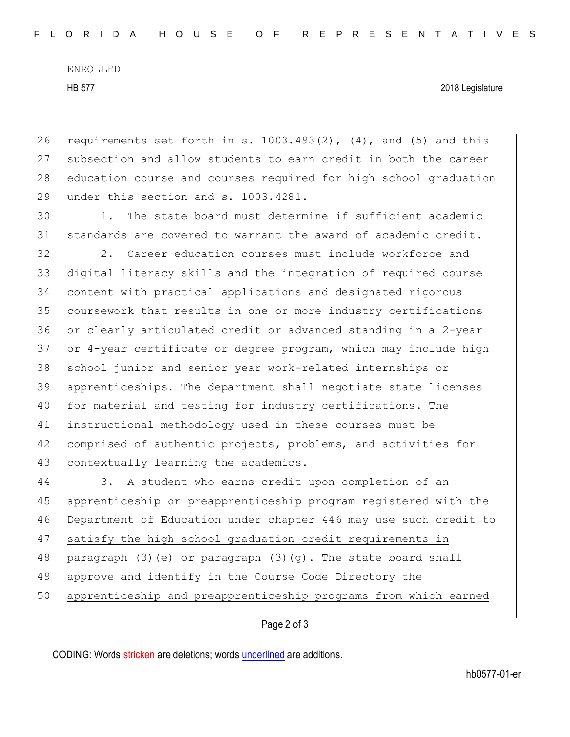requirements set forth in s. 1003.493(2), (4), and (5) and this subsection and allow students to earn credit in both the career education course and courses required for high school graduation under this section and s. 1003.4281.

1. The state board must determine if sufficient academic standards are covered to warrant the award of academic credit.

2. Career education courses must include workforce and digital literacy skills and the integration of required course content with practical applications and designated rigorous coursework that results in one or more industry certifications or clearly articulated credit or advanced standing in a 2-year or 4-year certificate or degree program, which may include high school junior and senior year work-related internships or apprenticeships. The department shall negotiate state licenses for material and testing for industry certifications. The instructional methodology used in these courses must be comprised of authentic projects, problems, and activities for contextually learning the academics.

<u>3. A student who earns credit upon completion of an apprenticeship or preapprenticeship program registered with the Department of Education under chapter 446 may use such credit to satisfy the high school graduation credit requirements in paragraph (3)(e) or paragraph (3)(g). The state board shall approve and identify in the Course Code Directory the apprenticeship and preapprenticeship programs from which earned</u>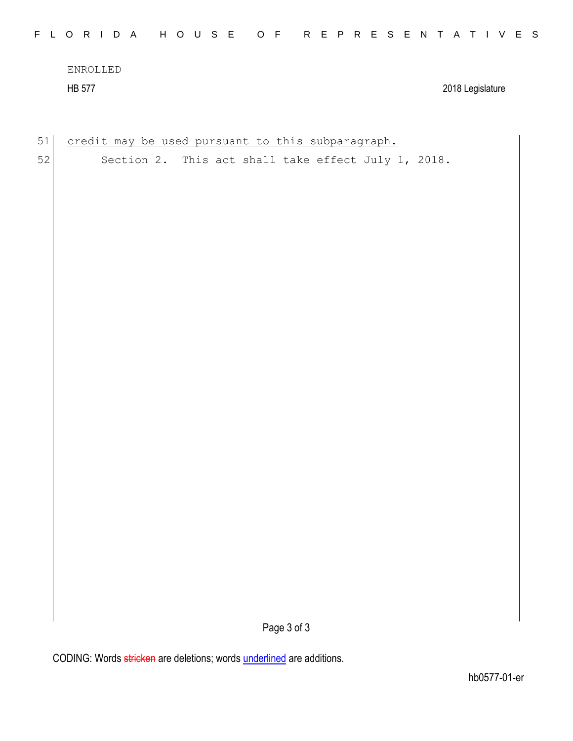51 credit may be used pursuant to this subparagraph.

52 Section 2. This act shall take effect July 1, 2018.